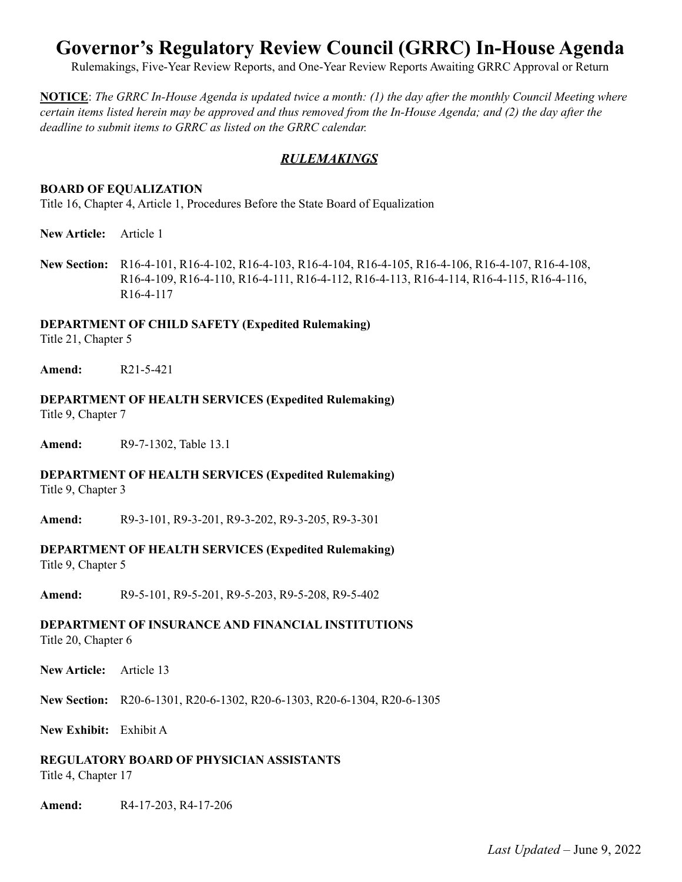# Governor's Regulatory Review Council (GRRC) In-House Agenda

Rulemakings, Five-Year Review Reports, and One-Year Review Reports Awaiting GRRC Approval or Return

**NOTICE**: *The GRRC In-House Agenda is updated twice a month: (1) the day after the monthly Council Meeting where certain items listed herein may be approved and thus removed from the In-House Agenda; and (2) the day after the deadline to submit items to GRRC as listed on the GRRC calendar.*

## *RULEMAKINGS*

**BOARD OF EQUALIZATION**
Title 16, Chapter 4, Article 1, Procedures Before the State Board of Equalization

**New Article:** Article 1

**New Section:** R16-4-101, R16-4-102, R16-4-103, R16-4-104, R16-4-105, R16-4-106, R16-4-107, R16-4-108, R16-4-109, R16-4-110, R16-4-111, R16-4-112, R16-4-113, R16-4-114, R16-4-115, R16-4-116, R16-4-117

**DEPARTMENT OF CHILD SAFETY (Expedited Rulemaking)**
Title 21, Chapter 5

**Amend:** R21-5-421

**DEPARTMENT OF HEALTH SERVICES (Expedited Rulemaking)**
Title 9, Chapter 7

**Amend:** R9-7-1302, Table 13.1

**DEPARTMENT OF HEALTH SERVICES (Expedited Rulemaking)**
Title 9, Chapter 3

**Amend:** R9-3-101, R9-3-201, R9-3-202, R9-3-205, R9-3-301

**DEPARTMENT OF HEALTH SERVICES (Expedited Rulemaking)**
Title 9, Chapter 5

**Amend:** R9-5-101, R9-5-201, R9-5-203, R9-5-208, R9-5-402

**DEPARTMENT OF INSURANCE AND FINANCIAL INSTITUTIONS**
Title 20, Chapter 6

**New Article:** Article 13

**New Section:** R20-6-1301, R20-6-1302, R20-6-1303, R20-6-1304, R20-6-1305

**New Exhibit:** Exhibit A

**REGULATORY BOARD OF PHYSICIAN ASSISTANTS**
Title 4, Chapter 17

**Amend:** R4-17-203, R4-17-206

*Last Updated* – June 9, 2022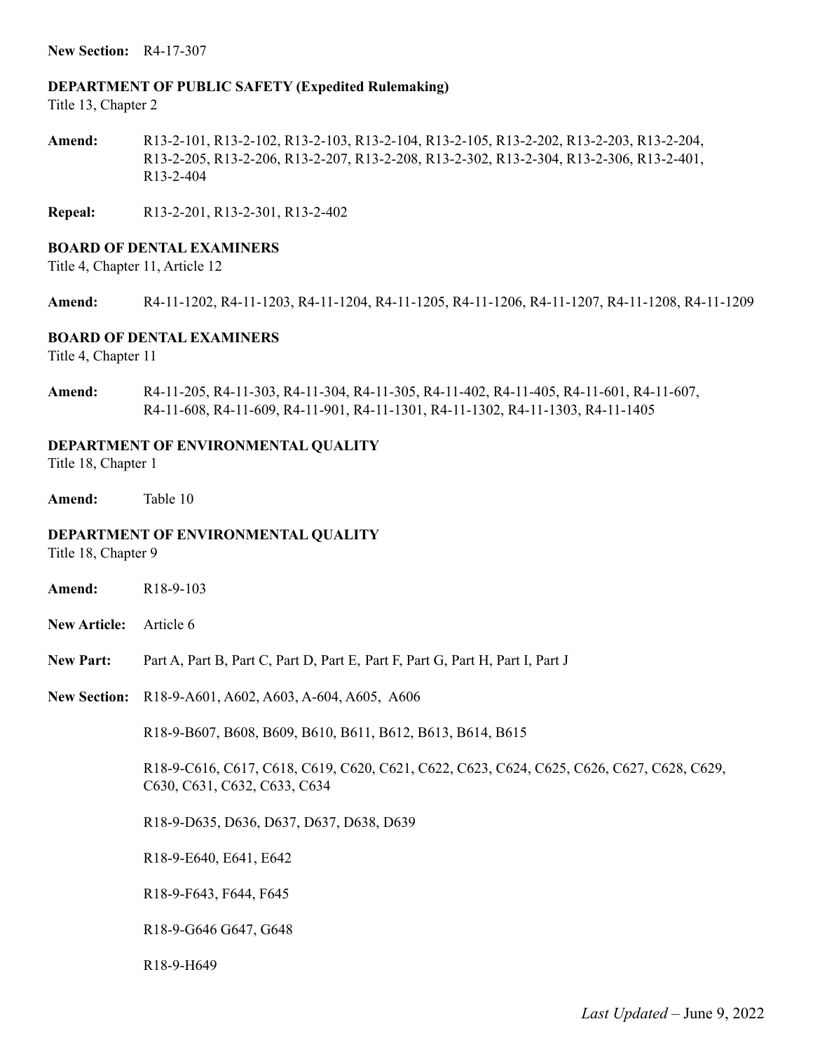**New Section:** R4-17-307

**DEPARTMENT OF PUBLIC SAFETY (Expedited Rulemaking)**
Title 13, Chapter 2

**Amend:** R13-2-101, R13-2-102, R13-2-103, R13-2-104, R13-2-105, R13-2-202, R13-2-203, R13-2-204, R13-2-205, R13-2-206, R13-2-207, R13-2-208, R13-2-302, R13-2-304, R13-2-306, R13-2-401, R13-2-404

**Repeal:** R13-2-201, R13-2-301, R13-2-402

**BOARD OF DENTAL EXAMINERS**
Title 4, Chapter 11, Article 12

**Amend:** R4-11-1202, R4-11-1203, R4-11-1204, R4-11-1205, R4-11-1206, R4-11-1207, R4-11-1208, R4-11-1209

**BOARD OF DENTAL EXAMINERS**
Title 4, Chapter 11

**Amend:** R4-11-205, R4-11-303, R4-11-304, R4-11-305, R4-11-402, R4-11-405, R4-11-601, R4-11-607, R4-11-608, R4-11-609, R4-11-901, R4-11-1301, R4-11-1302, R4-11-1303, R4-11-1405

**DEPARTMENT OF ENVIRONMENTAL QUALITY**
Title 18, Chapter 1

**Amend:** Table 10

**DEPARTMENT OF ENVIRONMENTAL QUALITY**
Title 18, Chapter 9

**Amend:** R18-9-103

**New Article:** Article 6

**New Part:** Part A, Part B, Part C, Part D, Part E, Part F, Part G, Part H, Part I, Part J

**New Section:** R18-9-A601, A602, A603, A-604, A605, A606

R18-9-B607, B608, B609, B610, B611, B612, B613, B614, B615

R18-9-C616, C617, C618, C619, C620, C621, C622, C623, C624, C625, C626, C627, C628, C629, C630, C631, C632, C633, C634

R18-9-D635, D636, D637, D637, D638, D639

R18-9-E640, E641, E642

R18-9-F643, F644, F645

R18-9-G646 G647, G648

R18-9-H649

*Last Updated* – June 9, 2022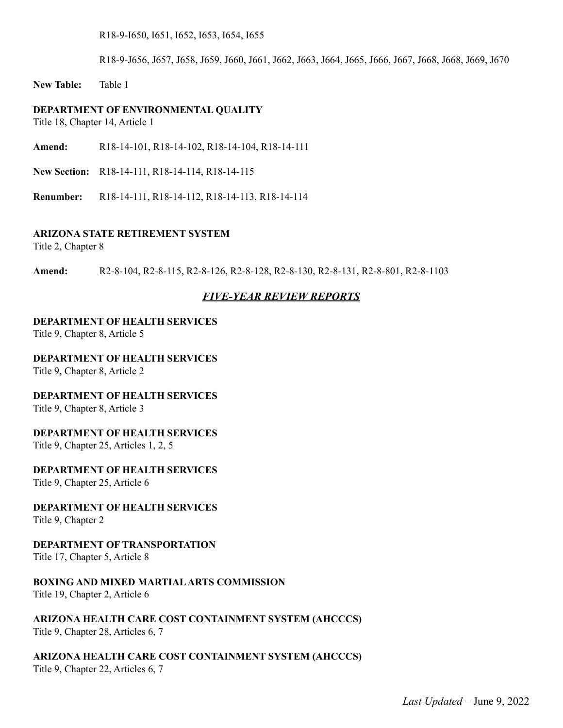R18-9-I650, I651, I652, I653, I654, I655

R18-9-J656, J657, J658, J659, J660, J661, J662, J663, J664, J665, J666, J667, J668, J668, J669, J670

**New Table:** Table 1

**DEPARTMENT OF ENVIRONMENTAL QUALITY**
Title 18, Chapter 14, Article 1

**Amend:** R18-14-101, R18-14-102, R18-14-104, R18-14-111

**New Section:** R18-14-111, R18-14-114, R18-14-115

**Renumber:** R18-14-111, R18-14-112, R18-14-113, R18-14-114

**ARIZONA STATE RETIREMENT SYSTEM**
Title 2, Chapter 8

**Amend:** R2-8-104, R2-8-115, R2-8-126, R2-8-128, R2-8-130, R2-8-131, R2-8-801, R2-8-1103

## ***FIVE-YEAR REVIEW REPORTS***

**DEPARTMENT OF HEALTH SERVICES**
Title 9, Chapter 8, Article 5

**DEPARTMENT OF HEALTH SERVICES**
Title 9, Chapter 8, Article 2

**DEPARTMENT OF HEALTH SERVICES**
Title 9, Chapter 8, Article 3

**DEPARTMENT OF HEALTH SERVICES**
Title 9, Chapter 25, Articles 1, 2, 5

**DEPARTMENT OF HEALTH SERVICES**
Title 9, Chapter 25, Article 6

**DEPARTMENT OF HEALTH SERVICES**
Title 9, Chapter 2

**DEPARTMENT OF TRANSPORTATION**
Title 17, Chapter 5, Article 8

**BOXING AND MIXED MARTIAL ARTS COMMISSION**
Title 19, Chapter 2, Article 6

**ARIZONA HEALTH CARE COST CONTAINMENT SYSTEM (AHCCCS)**
Title 9, Chapter 28, Articles 6, 7

**ARIZONA HEALTH CARE COST CONTAINMENT SYSTEM (AHCCCS)**
Title 9, Chapter 22, Articles 6, 7

*Last Updated* – June 9, 2022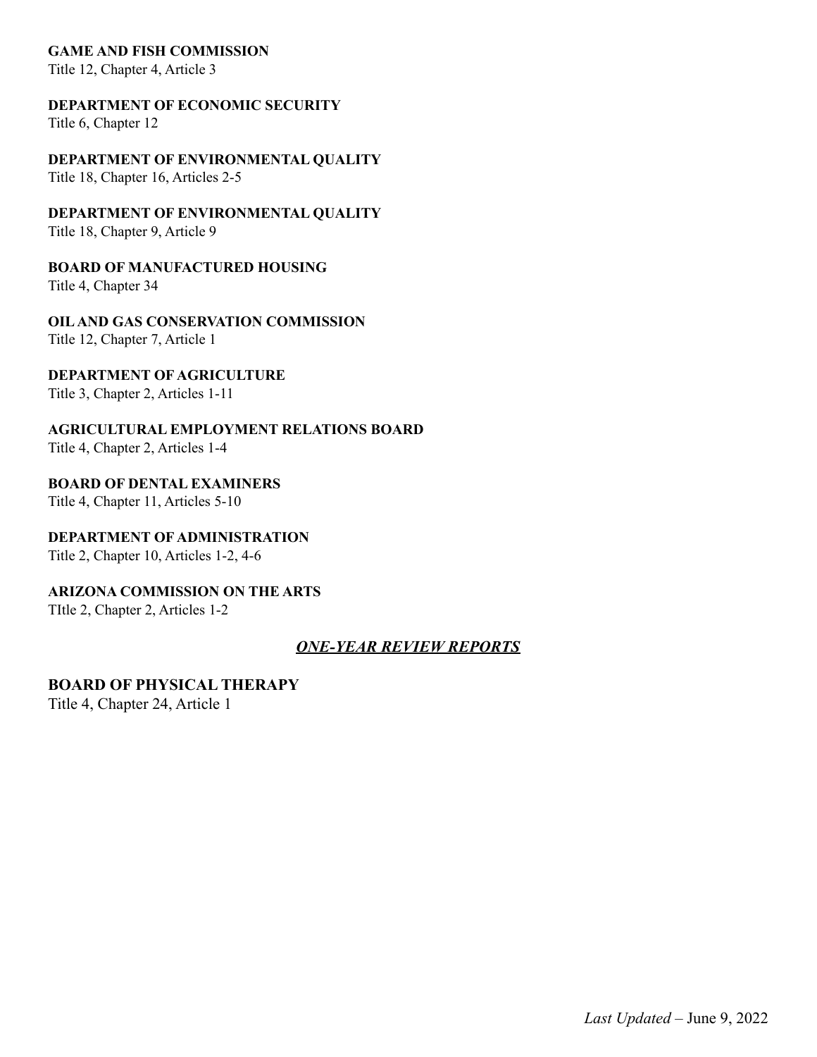**GAME AND FISH COMMISSION**
Title 12, Chapter 4, Article 3

**DEPARTMENT OF ECONOMIC SECURITY**
Title 6, Chapter 12

**DEPARTMENT OF ENVIRONMENTAL QUALITY**
Title 18, Chapter 16, Articles 2-5

**DEPARTMENT OF ENVIRONMENTAL QUALITY**
Title 18, Chapter 9, Article 9

**BOARD OF MANUFACTURED HOUSING**
Title 4, Chapter 34

**OIL AND GAS CONSERVATION COMMISSION**
Title 12, Chapter 7, Article 1

**DEPARTMENT OF AGRICULTURE**
Title 3, Chapter 2, Articles 1-11

**AGRICULTURAL EMPLOYMENT RELATIONS BOARD**
Title 4, Chapter 2, Articles 1-4

**BOARD OF DENTAL EXAMINERS**
Title 4, Chapter 11, Articles 5-10

**DEPARTMENT OF ADMINISTRATION**
Title 2, Chapter 10, Articles 1-2, 4-6

**ARIZONA COMMISSION ON THE ARTS**
TItle 2, Chapter 2, Articles 1-2

## ***ONE-YEAR REVIEW REPORTS***

**BOARD OF PHYSICAL THERAPY**
Title 4, Chapter 24, Article 1

*Last Updated* – June 9, 2022